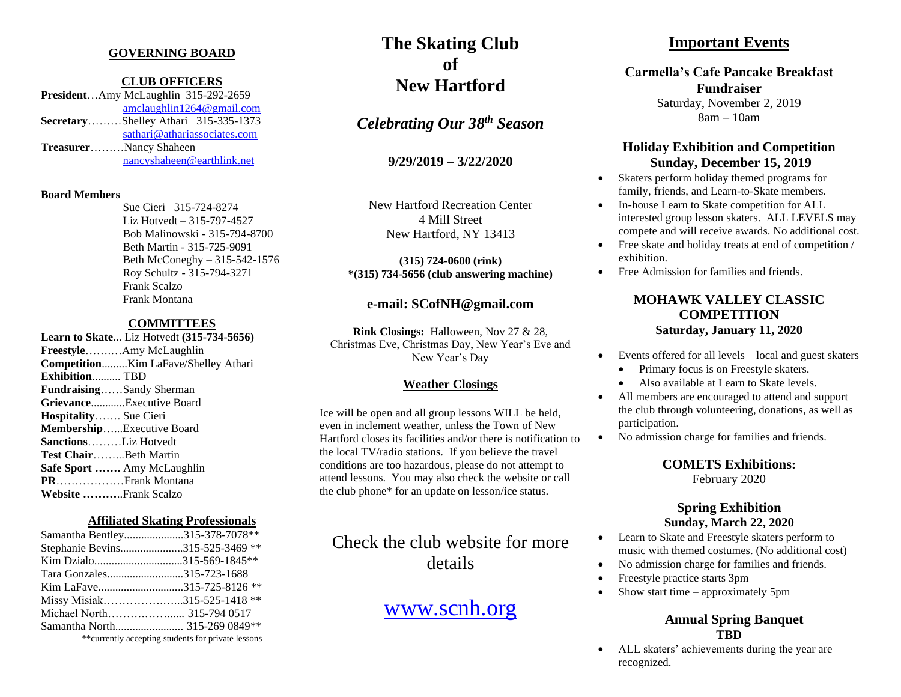## GOVERNING BOARD

### CLUB OFFICERS

**President**…Amy McLaughlin 315-292-2659
amclaughlin1264@gmail.com

**Secretary**………Shelley Athari 315-335-1373
sathari@athariassociates.com

**Treasurer**………Nancy Shaheen
nancyshaheen@earthlink.net

**Board Members**

Sue Cieri –315-724-8274
Liz Hotvedt – 315-797-4527
Bob Malinowski - 315-794-8700
Beth Martin - 315-725-9091
Beth McConeghy – 315-542-1576
Roy Schultz - 315-794-3271
Frank Scalzo
Frank Montana

### COMMITTEES

**Learn to Skate**... Liz Hotvedt **(315-734-5656)**
**Freestyle**……….Amy McLaughlin
**Competition**.........Kim LaFave/Shelley Athari
**Exhibition**.......... TBD
**Fundraising**……Sandy Sherman
**Grievance**............Executive Board
**Hospitality**……. Sue Cieri
**Membership**…...Executive Board
**Sanctions**………Liz Hotvedt
**Test Chair**……...Beth Martin
**Safe Sport …….** Amy McLaughlin
**PR**………………Frank Montana
**Website ……….**.Frank Scalzo

### Affiliated Skating Professionals

Samantha Bentley.....................315-378-7078**
Stephanie Bevins......................315-525-3469 **
Kim Dzialo...............................315-569-1845**
Tara Gonzales...........................315-723-1688
Kim LaFave..............................315-725-8126 **
Missy Misiak…………………...315-525-1418 **
Michael North……………….... 315-794 0517
Samantha North........................ 315-269 0849**

**currently accepting students for private lessons

# The Skating Club of New Hartford

## *Celebrating Our 38th Season*

**9/29/2019 – 3/22/2020**

New Hartford Recreation Center
4 Mill Street
New Hartford, NY 13413

**(315) 724-0600 (rink)**
***(315) 734-5656 (club answering machine)**

**e-mail: SCofNH@gmail.com**

**Rink Closings:** Halloween, Nov 27 & 28, Christmas Eve, Christmas Day, New Year's Eve and New Year's Day

### Weather Closings

Ice will be open and all group lessons WILL be held, even in inclement weather, unless the Town of New Hartford closes its facilities and/or there is notification to the local TV/radio stations. If you believe the travel conditions are too hazardous, please do not attempt to attend lessons. You may also check the website or call the club phone* for an update on lesson/ice status.

Check the club website for more details

www.scnh.org

## Important Events

### Carmella's Cafe Pancake Breakfast Fundraiser

Saturday, November 2, 2019
8am – 10am

### Holiday Exhibition and Competition Sunday, December 15, 2019

- Skaters perform holiday themed programs for family, friends, and Learn-to-Skate members.
- In-house Learn to Skate competition for ALL interested group lesson skaters. ALL LEVELS may compete and will receive awards. No additional cost.
- Free skate and holiday treats at end of competition / exhibition.
- Free Admission for families and friends.

### MOHAWK VALLEY CLASSIC COMPETITION
**Saturday, January 11, 2020**

- Events offered for all levels – local and guest skaters
  - Primary focus is on Freestyle skaters.
  - Also available at Learn to Skate levels.
- All members are encouraged to attend and support the club through volunteering, donations, as well as participation.
- No admission charge for families and friends.

### COMETS Exhibitions:

February 2020

### Spring Exhibition
**Sunday, March 22, 2020**

- Learn to Skate and Freestyle skaters perform to music with themed costumes. (No additional cost)
- No admission charge for families and friends.
- Freestyle practice starts 3pm
- Show start time – approximately 5pm

### Annual Spring Banquet
**TBD**

- ALL skaters' achievements during the year are recognized.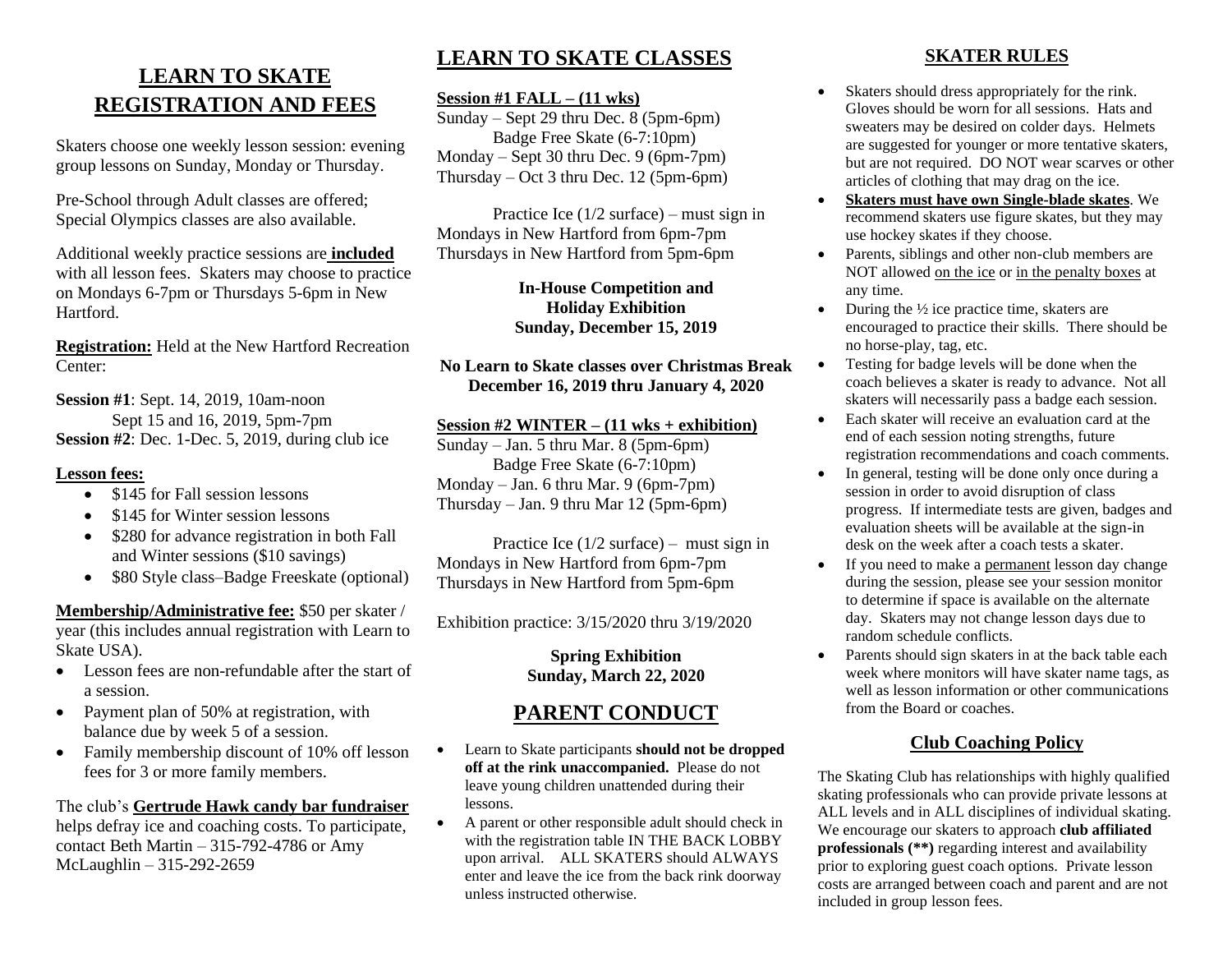## LEARN TO SKATE REGISTRATION AND FEES

Skaters choose one weekly lesson session: evening group lessons on Sunday, Monday or Thursday.

Pre-School through Adult classes are offered; Special Olympics classes are also available.

Additional weekly practice sessions are **included** with all lesson fees. Skaters may choose to practice on Mondays 6-7pm or Thursdays 5-6pm in New Hartford.

**Registration:** Held at the New Hartford Recreation Center:

**Session #1**: Sept. 14, 2019, 10am-noon
Sept 15 and 16, 2019, 5pm-7pm
**Session #2**: Dec. 1-Dec. 5, 2019, during club ice

**Lesson fees:**

- $145 for Fall session lessons
- $145 for Winter session lessons
- $280 for advance registration in both Fall and Winter sessions ($10 savings)
- $80 Style class–Badge Freeskate (optional)

**Membership/Administrative fee:** $50 per skater / year (this includes annual registration with Learn to Skate USA).

- Lesson fees are non-refundable after the start of a session.
- Payment plan of 50% at registration, with balance due by week 5 of a session.
- Family membership discount of 10% off lesson fees for 3 or more family members.

The club's **Gertrude Hawk candy bar fundraiser** helps defray ice and coaching costs. To participate, contact Beth Martin – 315-792-4786 or Amy McLaughlin – 315-292-2659

## LEARN TO SKATE CLASSES

**Session #1 FALL – (11 wks)**

Sunday – Sept 29 thru Dec. 8 (5pm-6pm)
Badge Free Skate (6-7:10pm)
Monday – Sept 30 thru Dec. 9 (6pm-7pm)
Thursday – Oct 3 thru Dec. 12 (5pm-6pm)

Practice Ice (1/2 surface) – must sign in
Mondays in New Hartford from 6pm-7pm
Thursdays in New Hartford from 5pm-6pm

**In-House Competition and Holiday Exhibition**
**Sunday, December 15, 2019**

**No Learn to Skate classes over Christmas Break**
**December 16, 2019 thru January 4, 2020**

**Session #2 WINTER – (11 wks + exhibition)**

Sunday – Jan. 5 thru Mar. 8 (5pm-6pm)
Badge Free Skate (6-7:10pm)
Monday – Jan. 6 thru Mar. 9 (6pm-7pm)
Thursday – Jan. 9 thru Mar 12 (5pm-6pm)

Practice Ice (1/2 surface) – must sign in
Mondays in New Hartford from 6pm-7pm
Thursdays in New Hartford from 5pm-6pm

Exhibition practice: 3/15/2020 thru 3/19/2020

**Spring Exhibition**
**Sunday, March 22, 2020**

## PARENT CONDUCT

- Learn to Skate participants **should not be dropped off at the rink unaccompanied.** Please do not leave young children unattended during their lessons.
- A parent or other responsible adult should check in with the registration table IN THE BACK LOBBY upon arrival. ALL SKATERS should ALWAYS enter and leave the ice from the back rink doorway unless instructed otherwise.

## SKATER RULES

- Skaters should dress appropriately for the rink. Gloves should be worn for all sessions. Hats and sweaters may be desired on colder days. Helmets are suggested for younger or more tentative skaters, but are not required. DO NOT wear scarves or other articles of clothing that may drag on the ice.
- **Skaters must have own Single-blade skates**. We recommend skaters use figure skates, but they may use hockey skates if they choose.
- Parents, siblings and other non-club members are NOT allowed on the ice or in the penalty boxes at any time.
- During the ½ ice practice time, skaters are encouraged to practice their skills. There should be no horse-play, tag, etc.
- Testing for badge levels will be done when the coach believes a skater is ready to advance. Not all skaters will necessarily pass a badge each session.
- Each skater will receive an evaluation card at the end of each session noting strengths, future registration recommendations and coach comments.
- In general, testing will be done only once during a session in order to avoid disruption of class progress. If intermediate tests are given, badges and evaluation sheets will be available at the sign-in desk on the week after a coach tests a skater.
- If you need to make a permanent lesson day change during the session, please see your session monitor to determine if space is available on the alternate day. Skaters may not change lesson days due to random schedule conflicts.
- Parents should sign skaters in at the back table each week where monitors will have skater name tags, as well as lesson information or other communications from the Board or coaches.

## Club Coaching Policy

The Skating Club has relationships with highly qualified skating professionals who can provide private lessons at ALL levels and in ALL disciplines of individual skating. We encourage our skaters to approach **club affiliated professionals (**)** regarding interest and availability prior to exploring guest coach options. Private lesson costs are arranged between coach and parent and are not included in group lesson fees.